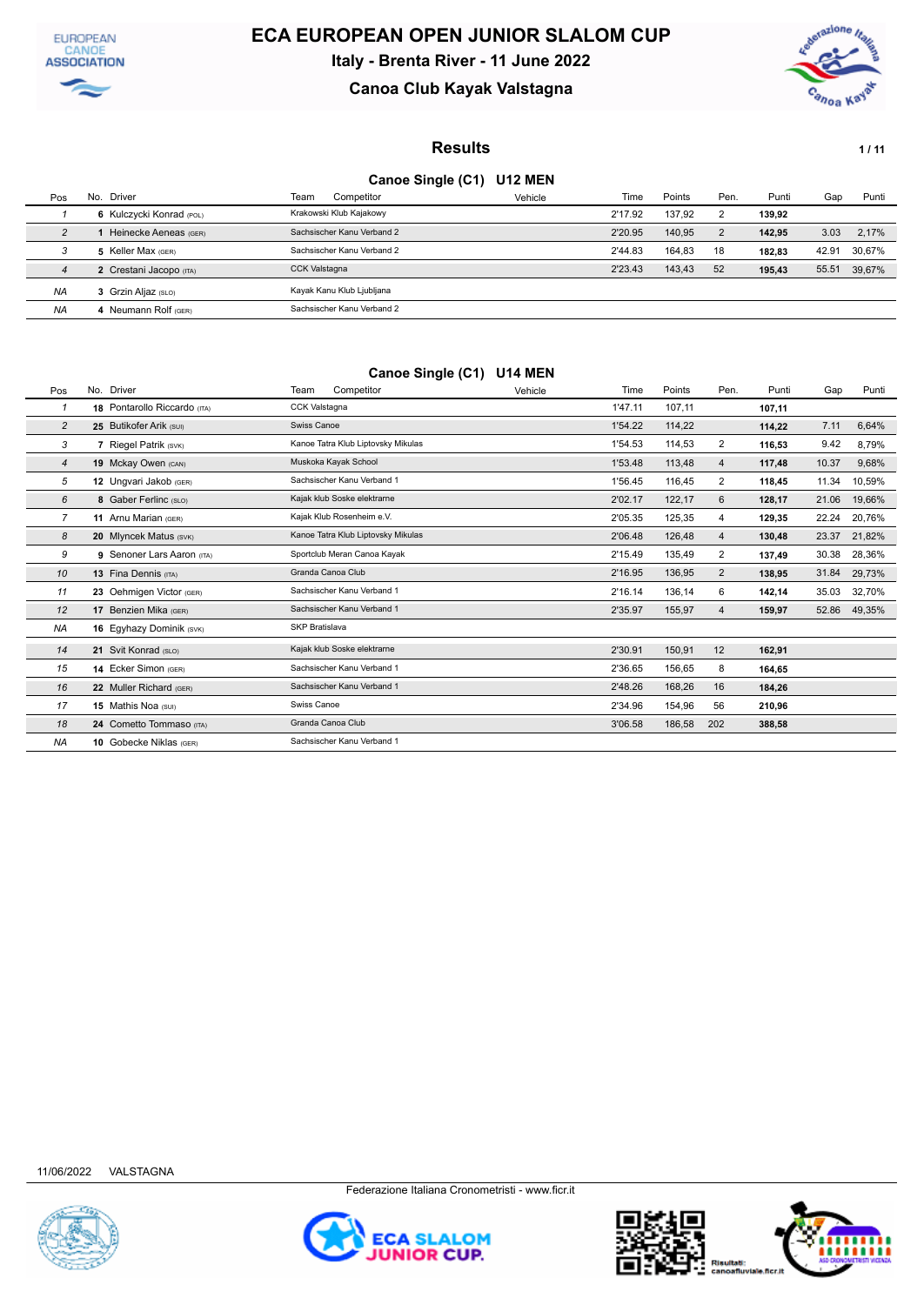# ECA EUROPEAN OPEN JUNIOR SLALOM CUP

## Italy - Brenta River - 11 June 2022

## Canoa Club Kayak Valstagna

### Results

### Canoe Single (C1) U12 MEN

| Pos | No. | Driver | Team | Competitor | Vehicle | Time | Points | Pen. | Punti | Gap | Punti |
|---|---|---|---|---|---|---|---|---|---|---|---|
| 1 | 6 | Kulczycki Konrad (POL) | Krakowski Klub Kajakowy | | | 2'17.92 | 137,92 | 2 | **139,92** | | |
| 2 | 1 | Heinecke Aeneas (GER) | Sachsischer Kanu Verband 2 | | | 2'20.95 | 140,95 | 2 | **142,95** | 3.03 | 2,17% |
| 3 | 5 | Keller Max (GER) | Sachsischer Kanu Verband 2 | | | 2'44.83 | 164,83 | 18 | **182,83** | 42.91 | 30,67% |
| 4 | 2 | Crestani Jacopo (ITA) | CCK Valstagna | | | 2'23.43 | 143,43 | 52 | **195,43** | 55.51 | 39,67% |
| NA | 3 | Grzin Aljaz (SLO) | Kayak Kanu Klub Ljubljana | | | | | | | | |
| NA | 4 | Neumann Rolf (GER) | Sachsischer Kanu Verband 2 | | | | | | | | |

### Canoe Single (C1) U14 MEN

| Pos | No. | Driver | Team | Competitor | Vehicle | Time | Points | Pen. | Punti | Gap | Punti |
|---|---|---|---|---|---|---|---|---|---|---|---|
| 1 | 18 | Pontarollo Riccardo (ITA) | CCK Valstagna | | | 1'47.11 | 107,11 | | **107,11** | | |
| 2 | 25 | Butikofer Arik (SUI) | Swiss Canoe | | | 1'54.22 | 114,22 | | **114,22** | 7.11 | 6,64% |
| 3 | 7 | Riegel Patrik (SVK) | Kanoe Tatra Klub Liptovsky Mikulas | | | 1'54.53 | 114,53 | 2 | **116,53** | 9.42 | 8,79% |
| 4 | 19 | Mckay Owen (CAN) | Muskoka Kayak School | | | 1'53.48 | 113,48 | 4 | **117,48** | 10.37 | 9,68% |
| 5 | 12 | Ungvari Jakob (GER) | Sachsischer Kanu Verband 1 | | | 1'56.45 | 116,45 | 2 | **118,45** | 11.34 | 10,59% |
| 6 | 8 | Gaber Ferlinc (SLO) | Kajak klub Soske elektrarne | | | 2'02.17 | 122,17 | 6 | **128,17** | 21.06 | 19,66% |
| 7 | 11 | Arnu Marian (GER) | Kajak Klub Rosenheim e.V. | | | 2'05.35 | 125,35 | 4 | **129,35** | 22.24 | 20,76% |
| 8 | 20 | Mlyncek Matus (SVK) | Kanoe Tatra Klub Liptovsky Mikulas | | | 2'06.48 | 126,48 | 4 | **130,48** | 23.37 | 21,82% |
| 9 | 9 | Senoner Lars Aaron (ITA) | Sportclub Meran Canoa Kayak | | | 2'15.49 | 135,49 | 2 | **137,49** | 30.38 | 28,36% |
| 10 | 13 | Fina Dennis (ITA) | Granda Canoa Club | | | 2'16.95 | 136,95 | 2 | **138,95** | 31.84 | 29,73% |
| 11 | 23 | Oehmigen Victor (GER) | Sachsischer Kanu Verband 1 | | | 2'16.14 | 136,14 | 6 | **142,14** | 35.03 | 32,70% |
| 12 | 17 | Benzien Mika (GER) | Sachsischer Kanu Verband 1 | | | 2'35.97 | 155,97 | 4 | **159,97** | 52.86 | 49,35% |
| NA | 16 | Egyhazy Dominik (SVK) | SKP Bratislava | | | | | | | | |
| 14 | 21 | Svit Konrad (SLO) | Kajak klub Soske elektrarne | | | 2'30.91 | 150,91 | 12 | **162,91** | | |
| 15 | 14 | Ecker Simon (GER) | Sachsischer Kanu Verband 1 | | | 2'36.65 | 156,65 | 8 | **164,65** | | |
| 16 | 22 | Muller Richard (GER) | Sachsischer Kanu Verband 1 | | | 2'48.26 | 168,26 | 16 | **184,26** | | |
| 17 | 15 | Mathis Noa (SUI) | Swiss Canoe | | | 2'34.96 | 154,96 | 56 | **210,96** | | |
| 18 | 24 | Cometto Tommaso (ITA) | Granda Canoa Club | | | 3'06.58 | 186,58 | 202 | **388,58** | | |
| NA | 10 | Gobecke Niklas (GER) | Sachsischer Kanu Verband 1 | | | | | | | | |

11/06/2022 VALSTAGNA

Federazione Italiana Cronometristi - www.ficr.it

Risultati: canoafluviale.ficr.it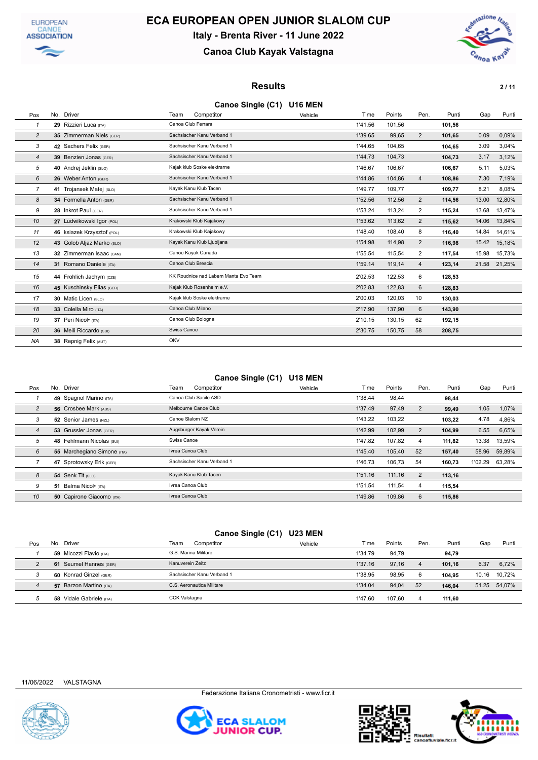# ECA EUROPEAN OPEN JUNIOR SLALOM CUP

## Italy - Brenta River - 11 June 2022

## Canoa Club Kayak Valstagna

### Results

#### Canoe Single (C1) U16 MEN

| Pos | No. | Driver | Team Competitor | Vehicle | Time | Points | Pen. | Punti | Gap | Punti |
|---|---|---|---|---|---|---|---|---|---|---|
| 1 | 29 | Rizzieri Luca (ITA) | Canoa Club Ferrara | | 1'41.56 | 101,56 | | 101,56 | | |
| 2 | 35 | Zimmerman Niels (GER) | Sachsischer Kanu Verband 1 | | 1'39.65 | 99,65 | 2 | 101,65 | 0.09 | 0,09% |
| 3 | 42 | Sachers Felix (GER) | Sachsischer Kanu Verband 1 | | 1'44.65 | 104,65 | | 104,65 | 3.09 | 3,04% |
| 4 | 39 | Benzien Jonas (GER) | Sachsischer Kanu Verband 1 | | 1'44.73 | 104,73 | | 104,73 | 3.17 | 3,12% |
| 5 | 40 | Andrej Jeklin (SLO) | Kajak klub Soske elektrarne | | 1'46.67 | 106,67 | | 106,67 | 5.11 | 5,03% |
| 6 | 26 | Weber Anton (GER) | Sachsischer Kanu Verband 1 | | 1'44.86 | 104,86 | 4 | 108,86 | 7.30 | 7,19% |
| 7 | 41 | Trojansek Matej (SLO) | Kayak Kanu Klub Tacen | | 1'49.77 | 109,77 | | 109,77 | 8.21 | 8,08% |
| 8 | 34 | Formella Anton (GER) | Sachsischer Kanu Verband 1 | | 1'52.56 | 112,56 | 2 | 114,56 | 13.00 | 12,80% |
| 9 | 28 | Inkrot Paul (GER) | Sachsischer Kanu Verband 1 | | 1'53.24 | 113,24 | 2 | 115,24 | 13.68 | 13,47% |
| 10 | 27 | Ludwikowski Igor (POL) | Krakowski Klub Kajakowy | | 1'53.62 | 113,62 | 2 | 115,62 | 14.06 | 13,84% |
| 11 | 46 | ksiazek Krzysztof (POL) | Krakowski Klub Kajakowy | | 1'48.40 | 108,40 | 8 | 116,40 | 14.84 | 14,61% |
| 12 | 43 | Golob Aljaz Marko (SLO) | Kayak Kanu Klub Ljubljana | | 1'54.98 | 114,98 | 2 | 116,98 | 15.42 | 15,18% |
| 13 | 32 | Zimmerman Isaac (CAN) | Canoe Kayak Canada | | 1'55.54 | 115,54 | 2 | 117,54 | 15.98 | 15,73% |
| 14 | 31 | Romano Daniele (ITA) | Canoa Club Brescia | | 1'59.14 | 119,14 | 4 | 123,14 | 21.58 | 21,25% |
| 15 | 44 | Frohlich Jachym (CZE) | KK Roudnice nad Labem Manta Evo Team | | 2'02.53 | 122,53 | 6 | 128,53 | | |
| 16 | 45 | Kuschinsky Elias (GER) | Kajak Klub Rosenheim e.V. | | 2'02.83 | 122,83 | 6 | 128,83 | | |
| 17 | 30 | Matic Licen (SLO) | Kajak klub Soske elektrarne | | 2'00.03 | 120,03 | 10 | 130,03 | | |
| 18 | 33 | Colella Miro (ITA) | Canoa Club Milano | | 2'17.90 | 137,90 | 6 | 143,90 | | |
| 19 | 37 | Peri Nicol• (ITA) | Canoa Club Bologna | | 2'10.15 | 130,15 | 62 | 192,15 | | |
| 20 | 36 | Meili Riccardo (SUI) | Swiss Canoe | | 2'30.75 | 150,75 | 58 | 208,75 | | |
| NA | 38 | Repnig Felix (AUT) | OKV | | | | | | | |

#### Canoe Single (C1) U18 MEN

| Pos | No. | Driver | Team Competitor | Vehicle | Time | Points | Pen. | Punti | Gap | Punti |
|---|---|---|---|---|---|---|---|---|---|---|
| 1 | 49 | Spagnol Marino (ITA) | Canoa Club Sacile ASD | | 1'38.44 | 98,44 | | 98,44 | | |
| 2 | 56 | Crosbee Mark (AUS) | Melbourne Canoe Club | | 1'37.49 | 97,49 | 2 | 99,49 | 1.05 | 1,07% |
| 3 | 52 | Senior James (NZL) | Canoe Slalom NZ | | 1'43.22 | 103,22 | | 103,22 | 4.78 | 4,86% |
| 4 | 53 | Grussler Jonas (GER) | Augsburger Kayak Verein | | 1'42.99 | 102,99 | 2 | 104,99 | 6.55 | 6,65% |
| 5 | 48 | Fehlmann Nicolas (SUI) | Swiss Canoe | | 1'47.82 | 107,82 | 4 | 111,82 | 13.38 | 13,59% |
| 6 | 55 | Marchegiano Simone (ITA) | Ivrea Canoa Club | | 1'45.40 | 105,40 | 52 | 157,40 | 58.96 | 59,89% |
| 7 | 47 | Sprotowsky Erik (GER) | Sachsischer Kanu Verband 1 | | 1'46.73 | 106,73 | 54 | 160,73 | 1'02.29 | 63,28% |
| 8 | 54 | Senk Tit (SLO) | Kayak Kanu Klub Tacen | | 1'51.16 | 111,16 | 2 | 113,16 | | |
| 9 | 51 | Balma Nicol• (ITA) | Ivrea Canoa Club | | 1'51.54 | 111,54 | 4 | 115,54 | | |
| 10 | 50 | Capirone Giacomo (ITA) | Ivrea Canoa Club | | 1'49.86 | 109,86 | 6 | 115,86 | | |

#### Canoe Single (C1) U23 MEN

| Pos | No. | Driver | Team Competitor | Vehicle | Time | Points | Pen. | Punti | Gap | Punti |
|---|---|---|---|---|---|---|---|---|---|---|
| 1 | 59 | Micozzi Flavio (ITA) | G.S. Marina Militare | | 1'34.79 | 94,79 | | 94,79 | | |
| 2 | 61 | Seumel Hannes (GER) | Kanuverein Zeitz | | 1'37.16 | 97,16 | 4 | 101,16 | 6.37 | 6,72% |
| 3 | 60 | Konrad Ginzel (GER) | Sachsischer Kanu Verband 1 | | 1'38.95 | 98,95 | 6 | 104,95 | 10.16 | 10,72% |
| 4 | 57 | Barzon Martino (ITA) | C.S. Aeronautica Militare | | 1'34.04 | 94,04 | 52 | 146,04 | 51.25 | 54,07% |
| 5 | 58 | Vidale Gabriele (ITA) | CCK Valstagna | | 1'47.60 | 107,60 | 4 | 111,60 | | |

11/06/2022 VALSTAGNA

Federazione Italiana Cronometristi - www.ficr.it

Risultati: canoafluviale.ficr.it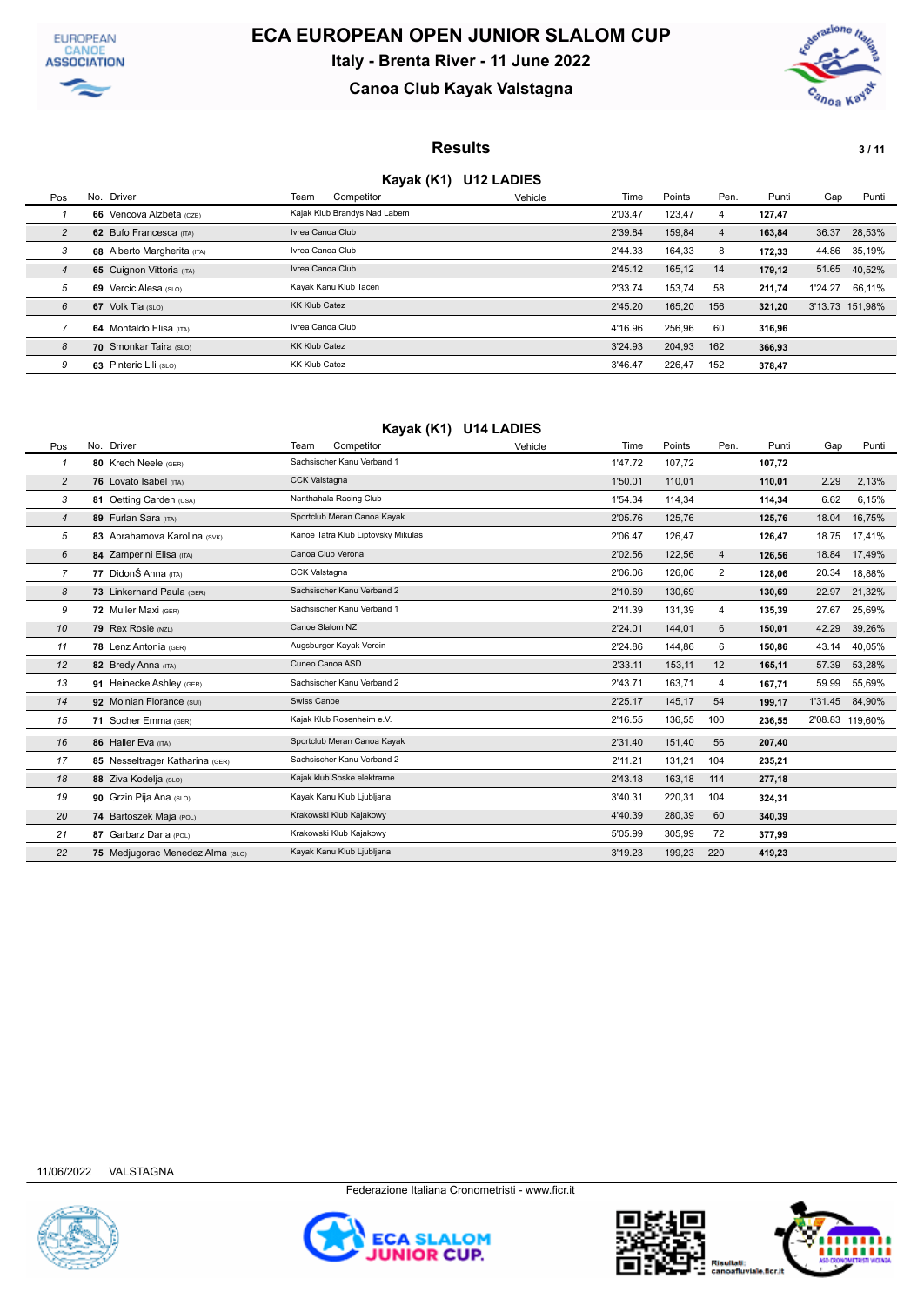# ECA EUROPEAN OPEN JUNIOR SLALOM CUP

## Italy - Brenta River - 11 June 2022

## Canoa Club Kayak Valstagna

### Results

### Kayak (K1) U12 LADIES

| Pos | No. | Driver | Team Competitor | Vehicle | Time | Points | Pen. | Punti | Gap | Punti |
|---|---|---|---|---|---|---|---|---|---|---|
| 1 | 66 | Vencova Alzbeta (CZE) | Kajak Klub Brandys Nad Labem | | 2'03.47 | 123,47 | 4 | 127,47 | | |
| 2 | 62 | Bufo Francesca (ITA) | Ivrea Canoa Club | | 2'39.84 | 159,84 | 4 | 163,84 | 36.37 | 28,53% |
| 3 | 68 | Alberto Margherita (ITA) | Ivrea Canoa Club | | 2'44.33 | 164,33 | 8 | 172,33 | 44.86 | 35,19% |
| 4 | 65 | Cuignon Vittoria (ITA) | Ivrea Canoa Club | | 2'45.12 | 165,12 | 14 | 179,12 | 51.65 | 40,52% |
| 5 | 69 | Vercic Alesa (SLO) | Kayak Kanu Klub Tacen | | 2'33.74 | 153,74 | 58 | 211,74 | 1'24.27 | 66,11% |
| 6 | 67 | Volk Tia (SLO) | KK Klub Catez | | 2'45.20 | 165,20 | 156 | 321,20 | 3'13.73 | 151,98% |
| 7 | 64 | Montaldo Elisa (ITA) | Ivrea Canoa Club | | 4'16.96 | 256,96 | 60 | 316,96 | | |
| 8 | 70 | Smonkar Taira (SLO) | KK Klub Catez | | 3'24.93 | 204,93 | 162 | 366,93 | | |
| 9 | 63 | Pinteric Lili (SLO) | KK Klub Catez | | 3'46.47 | 226,47 | 152 | 378,47 | | |

### Kayak (K1) U14 LADIES

| Pos | No. | Driver | Team Competitor | Vehicle | Time | Points | Pen. | Punti | Gap | Punti |
|---|---|---|---|---|---|---|---|---|---|---|
| 1 | 80 | Krech Neele (GER) | Sachsischer Kanu Verband 1 | | 1'47.72 | 107,72 | | 107,72 | | |
| 2 | 76 | Lovato Isabel (ITA) | CCK Valstagna | | 1'50.01 | 110,01 | | 110,01 | 2.29 | 2,13% |
| 3 | 81 | Oetting Carden (USA) | Nanthahala Racing Club | | 1'54.34 | 114,34 | | 114,34 | 6.62 | 6,15% |
| 4 | 89 | Furlan Sara (ITA) | Sportclub Meran Canoa Kayak | | 2'05.76 | 125,76 | | 125,76 | 18.04 | 16,75% |
| 5 | 83 | Abrahamova Karolina (SVK) | Kanoe Tatra Klub Liptovsky Mikulas | | 2'06.47 | 126,47 | | 126,47 | 18.75 | 17,41% |
| 6 | 84 | Zamperini Elisa (ITA) | Canoa Club Verona | | 2'02.56 | 122,56 | 4 | 126,56 | 18.84 | 17,49% |
| 7 | 77 | DidonŠ Anna (ITA) | CCK Valstagna | | 2'06.06 | 126,06 | 2 | 128,06 | 20.34 | 18,88% |
| 8 | 73 | Linkerhand Paula (GER) | Sachsischer Kanu Verband 2 | | 2'10.69 | 130,69 | | 130,69 | 22.97 | 21,32% |
| 9 | 72 | Muller Maxi (GER) | Sachsischer Kanu Verband 1 | | 2'11.39 | 131,39 | 4 | 135,39 | 27.67 | 25,69% |
| 10 | 79 | Rex Rosie (NZL) | Canoe Slalom NZ | | 2'24.01 | 144,01 | 6 | 150,01 | 42.29 | 39,26% |
| 11 | 78 | Lenz Antonia (GER) | Augsburger Kayak Verein | | 2'24.86 | 144,86 | 6 | 150,86 | 43.14 | 40,05% |
| 12 | 82 | Bredy Anna (ITA) | Cuneo Canoa ASD | | 2'33.11 | 153,11 | 12 | 165,11 | 57.39 | 53,28% |
| 13 | 91 | Heinecke Ashley (GER) | Sachsischer Kanu Verband 2 | | 2'43.71 | 163,71 | 4 | 167,71 | 59.99 | 55,69% |
| 14 | 92 | Moinian Florance (SUI) | Swiss Canoe | | 2'25.17 | 145,17 | 54 | 199,17 | 1'31.45 | 84,90% |
| 15 | 71 | Socher Emma (GER) | Kajak Klub Rosenheim e.V. | | 2'16.55 | 136,55 | 100 | 236,55 | 2'08.83 | 119,60% |
| 16 | 86 | Haller Eva (ITA) | Sportclub Meran Canoa Kayak | | 2'31.40 | 151,40 | 56 | 207,40 | | |
| 17 | 85 | Nesseltrager Katharina (GER) | Sachsischer Kanu Verband 2 | | 2'11.21 | 131,21 | 104 | 235,21 | | |
| 18 | 88 | Ziva Kodelja (SLO) | Kajak klub Soske elektrarne | | 2'43.18 | 163,18 | 114 | 277,18 | | |
| 19 | 90 | Grzin Pija Ana (SLO) | Kayak Kanu Klub Ljubljana | | 3'40.31 | 220,31 | 104 | 324,31 | | |
| 20 | 74 | Bartoszek Maja (POL) | Krakowski Klub Kajakowy | | 4'40.39 | 280,39 | 60 | 340,39 | | |
| 21 | 87 | Garbarz Daria (POL) | Krakowski Klub Kajakowy | | 5'05.99 | 305,99 | 72 | 377,99 | | |
| 22 | 75 | Medjugorac Menedez Alma (SLO) | Kayak Kanu Klub Ljubljana | | 3'19.23 | 199,23 | 220 | 419,23 | | |

11/06/2022 VALSTAGNA

Federazione Italiana Cronometristi - www.ficr.it

Risultati: canoafluviale.ficr.it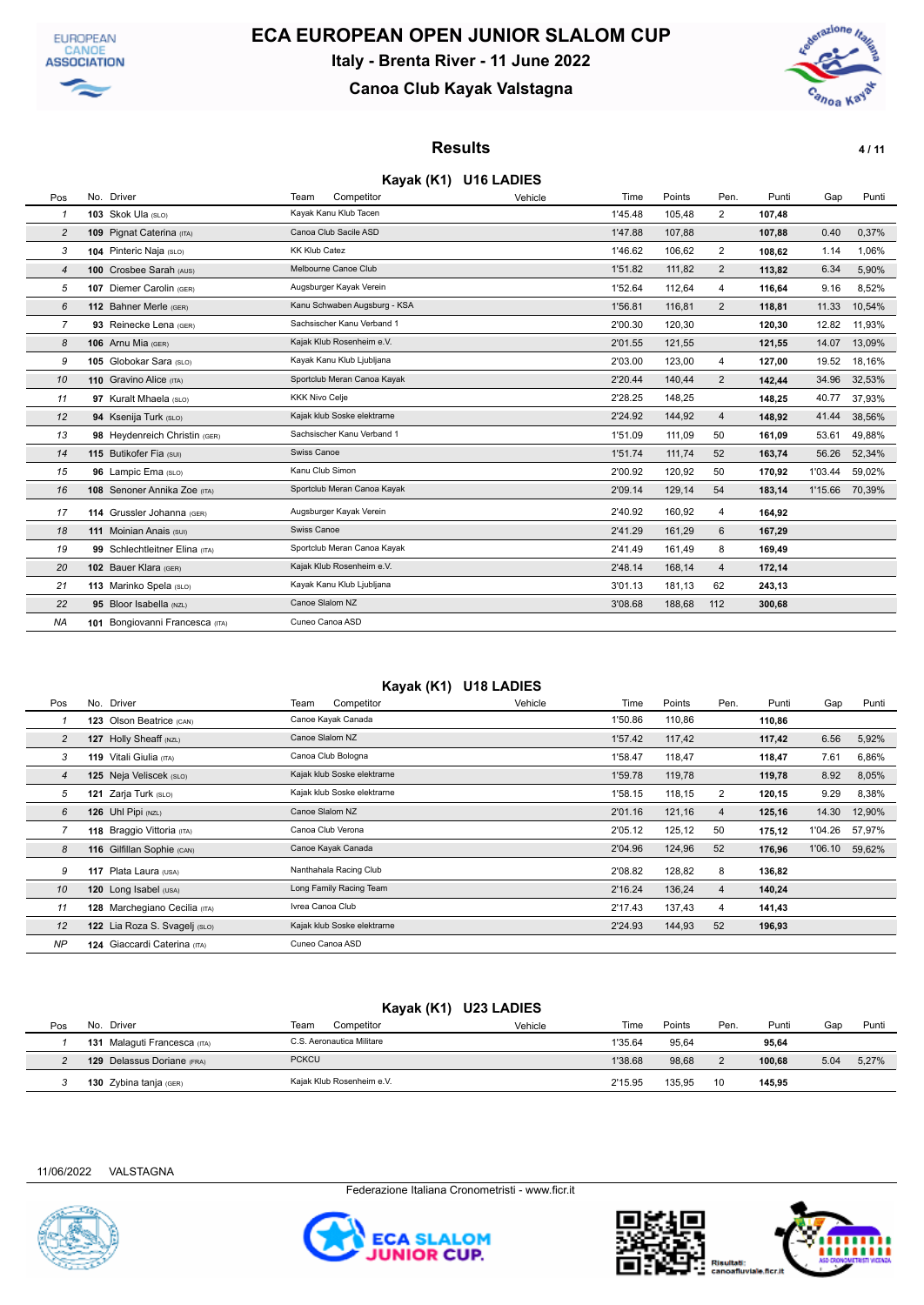# ECA EUROPEAN OPEN JUNIOR SLALOM CUP

### Italy - Brenta River - 11 June 2022

### Canoa Club Kayak Valstagna

## Results

### Kayak (K1) U16 LADIES

| Pos | No. | Driver | Team Competitor | Vehicle | Time | Points | Pen. | Punti | Gap | Punti |
|---|---|---|---|---|---|---|---|---|---|---|
| 1 | 103 | Skok Ula (SLO) | Kayak Kanu Klub Tacen | | 1'45.48 | 105,48 | 2 | 107,48 | | |
| 2 | 109 | Pignat Caterina (ITA) | Canoa Club Sacile ASD | | 1'47.88 | 107,88 | | 107,88 | 0.40 | 0,37% |
| 3 | 104 | Pinteric Naja (SLO) | KK Klub Catez | | 1'46.62 | 106,62 | 2 | 108,62 | 1.14 | 1,06% |
| 4 | 100 | Crosbee Sarah (AUS) | Melbourne Canoe Club | | 1'51.82 | 111,82 | 2 | 113,82 | 6.34 | 5,90% |
| 5 | 107 | Diemer Carolin (GER) | Augsburger Kayak Verein | | 1'52.64 | 112,64 | 4 | 116,64 | 9.16 | 8,52% |
| 6 | 112 | Bahner Merle (GER) | Kanu Schwaben Augsburg - KSA | | 1'56.81 | 116,81 | 2 | 118,81 | 11.33 | 10,54% |
| 7 | 93 | Reinecke Lena (GER) | Sachsischer Kanu Verband 1 | | 2'00.30 | 120,30 | | 120,30 | 12.82 | 11,93% |
| 8 | 106 | Arnu Mia (GER) | Kajak Klub Rosenheim e.V. | | 2'01.55 | 121,55 | | 121,55 | 14.07 | 13,09% |
| 9 | 105 | Globokar Sara (SLO) | Kayak Kanu Klub Ljubljana | | 2'03.00 | 123,00 | 4 | 127,00 | 19.52 | 18,16% |
| 10 | 110 | Gravino Alice (ITA) | Sportclub Meran Canoa Kayak | | 2'20.44 | 140,44 | 2 | 142,44 | 34.96 | 32,53% |
| 11 | 97 | Kuralt Mhaela (SLO) | KKK Nivo Celje | | 2'28.25 | 148,25 | | 148,25 | 40.77 | 37,93% |
| 12 | 94 | Ksenija Turk (SLO) | Kajak klub Soske elektrarne | | 2'24.92 | 144,92 | 4 | 148,92 | 41.44 | 38,56% |
| 13 | 98 | Heydenreich Christin (GER) | Sachsischer Kanu Verband 1 | | 1'51.09 | 111,09 | 50 | 161,09 | 53.61 | 49,88% |
| 14 | 115 | Butikofer Fia (SUI) | Swiss Canoe | | 1'51.74 | 111,74 | 52 | 163,74 | 56.26 | 52,34% |
| 15 | 96 | Lampic Ema (SLO) | Kanu Club Simon | | 2'00.92 | 120,92 | 50 | 170,92 | 1'03.44 | 59,02% |
| 16 | 108 | Senoner Annika Zoe (ITA) | Sportclub Meran Canoa Kayak | | 2'09.14 | 129,14 | 54 | 183,14 | 1'15.66 | 70,39% |
| 17 | 114 | Grussler Johanna (GER) | Augsburger Kayak Verein | | 2'40.92 | 160,92 | 4 | 164,92 | | |
| 18 | 111 | Moinian Anais (SUI) | Swiss Canoe | | 2'41.29 | 161,29 | 6 | 167,29 | | |
| 19 | 99 | Schlechtleitner Elina (ITA) | Sportclub Meran Canoa Kayak | | 2'41.49 | 161,49 | 8 | 169,49 | | |
| 20 | 102 | Bauer Klara (GER) | Kajak Klub Rosenheim e.V. | | 2'48.14 | 168,14 | 4 | 172,14 | | |
| 21 | 113 | Marinko Spela (SLO) | Kayak Kanu Klub Ljubljana | | 3'01.13 | 181,13 | 62 | 243,13 | | |
| 22 | 95 | Bloor Isabella (NZL) | Canoe Slalom NZ | | 3'08.68 | 188,68 | 112 | 300,68 | | |
| NA | 101 | Bongiovanni Francesca (ITA) | Cuneo Canoa ASD | | | | | | | |

### Kayak (K1) U18 LADIES

| Pos | No. | Driver | Team Competitor | Vehicle | Time | Points | Pen. | Punti | Gap | Punti |
|---|---|---|---|---|---|---|---|---|---|---|
| 1 | 123 | Olson Beatrice (CAN) | Canoe Kayak Canada | | 1'50.86 | 110,86 | | 110,86 | | |
| 2 | 127 | Holly Sheaff (NZL) | Canoe Slalom NZ | | 1'57.42 | 117,42 | | 117,42 | 6.56 | 5,92% |
| 3 | 119 | Vitali Giulia (ITA) | Canoa Club Bologna | | 1'58.47 | 118,47 | | 118,47 | 7.61 | 6,86% |
| 4 | 125 | Neja Veliscek (SLO) | Kajak klub Soske elektrarne | | 1'59.78 | 119,78 | | 119,78 | 8.92 | 8,05% |
| 5 | 121 | Zarja Turk (SLO) | Kajak klub Soske elektrarne | | 1'58.15 | 118,15 | 2 | 120,15 | 9.29 | 8,38% |
| 6 | 126 | Uhl Pipi (NZL) | Canoe Slalom NZ | | 2'01.16 | 121,16 | 4 | 125,16 | 14.30 | 12,90% |
| 7 | 118 | Braggio Vittoria (ITA) | Canoa Club Verona | | 2'05.12 | 125,12 | 50 | 175,12 | 1'04.26 | 57,97% |
| 8 | 116 | Gilfillan Sophie (CAN) | Canoe Kayak Canada | | 2'04.96 | 124,96 | 52 | 176,96 | 1'06.10 | 59,62% |
| 9 | 117 | Plata Laura (USA) | Nanthahala Racing Club | | 2'08.82 | 128,82 | 8 | 136,82 | | |
| 10 | 120 | Long Isabel (USA) | Long Family Racing Team | | 2'16.24 | 136,24 | 4 | 140,24 | | |
| 11 | 128 | Marchegiano Cecilia (ITA) | Ivrea Canoa Club | | 2'17.43 | 137,43 | 4 | 141,43 | | |
| 12 | 122 | Lia Roza S. Svagelj (SLO) | Kajak klub Soske elektrarne | | 2'24.93 | 144,93 | 52 | 196,93 | | |
| NP | 124 | Giaccardi Caterina (ITA) | Cuneo Canoa ASD | | | | | | | |

### Kayak (K1) U23 LADIES

| Pos | No. | Driver | Team Competitor | Vehicle | Time | Points | Pen. | Punti | Gap | Punti |
|---|---|---|---|---|---|---|---|---|---|---|
| 1 | 131 | Malaguti Francesca (ITA) | C.S. Aeronautica Militare | | 1'35.64 | 95,64 | | 95,64 | | |
| 2 | 129 | Delassus Doriane (FRA) | PCKCU | | 1'38.68 | 98,68 | 2 | 100,68 | 5.04 | 5,27% |
| 3 | 130 | Zybina tanja (GER) | Kajak Klub Rosenheim e.V. | | 2'15.95 | 135,95 | 10 | 145,95 | | |

11/06/2022 VALSTAGNA

Federazione Italiana Cronometristi - www.ficr.it

Risultati: canoafluviale.ficr.it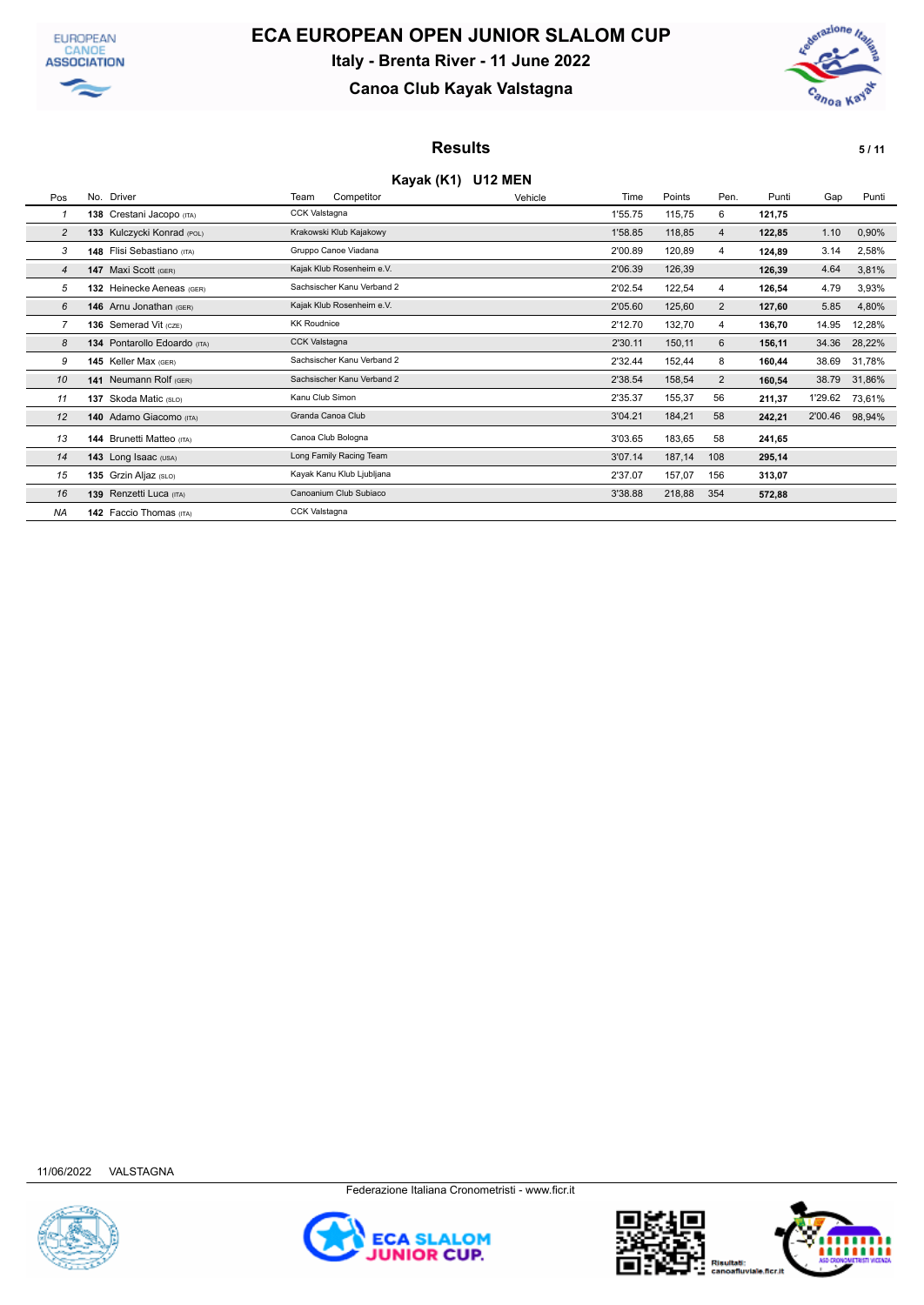# ECA EUROPEAN OPEN JUNIOR SLALOM CUP

## Italy - Brenta River - 11 June 2022

## Canoa Club Kayak Valstagna

### Results

#### Kayak (K1) U12 MEN

| Pos | No. | Driver | Team Competitor | Vehicle | Time | Points | Pen. | Punti | Gap | Punti |
|---|---|---|---|---|---|---|---|---|---|---|
| 1 | 138 | Crestani Jacopo (ITA) | CCK Valstagna | | 1'55.75 | 115,75 | 6 | 121,75 | | |
| 2 | 133 | Kulczycki Konrad (POL) | Krakowski Klub Kajakowy | | 1'58.85 | 118,85 | 4 | 122,85 | 1.10 | 0,90% |
| 3 | 148 | Flisi Sebastiano (ITA) | Gruppo Canoe Viadana | | 2'00.89 | 120,89 | 4 | 124,89 | 3.14 | 2,58% |
| 4 | 147 | Maxi Scott (GER) | Kajak Klub Rosenheim e.V. | | 2'06.39 | 126,39 | | 126,39 | 4.64 | 3,81% |
| 5 | 132 | Heinecke Aeneas (GER) | Sachsischer Kanu Verband 2 | | 2'02.54 | 122,54 | 4 | 126,54 | 4.79 | 3,93% |
| 6 | 146 | Arnu Jonathan (GER) | Kajak Klub Rosenheim e.V. | | 2'05.60 | 125,60 | 2 | 127,60 | 5.85 | 4,80% |
| 7 | 136 | Semerad Vit (CZE) | KK Roudnice | | 2'12.70 | 132,70 | 4 | 136,70 | 14.95 | 12,28% |
| 8 | 134 | Pontarollo Edoardo (ITA) | CCK Valstagna | | 2'30.11 | 150,11 | 6 | 156,11 | 34.36 | 28,22% |
| 9 | 145 | Keller Max (GER) | Sachsischer Kanu Verband 2 | | 2'32.44 | 152,44 | 8 | 160,44 | 38.69 | 31,78% |
| 10 | 141 | Neumann Rolf (GER) | Sachsischer Kanu Verband 2 | | 2'38.54 | 158,54 | 2 | 160,54 | 38.79 | 31,86% |
| 11 | 137 | Skoda Matic (SLO) | Kanu Club Simon | | 2'35.37 | 155,37 | 56 | 211,37 | 1'29.62 | 73,61% |
| 12 | 140 | Adamo Giacomo (ITA) | Granda Canoa Club | | 3'04.21 | 184,21 | 58 | 242,21 | 2'00.46 | 98,94% |
| 13 | 144 | Brunetti Matteo (ITA) | Canoa Club Bologna | | 3'03.65 | 183,65 | 58 | 241,65 | | |
| 14 | 143 | Long Isaac (USA) | Long Family Racing Team | | 3'07.14 | 187,14 | 108 | 295,14 | | |
| 15 | 135 | Grzin Aljaz (SLO) | Kayak Kanu Klub Ljubljana | | 2'37.07 | 157,07 | 156 | 313,07 | | |
| 16 | 139 | Renzetti Luca (ITA) | Canoanium Club Subiaco | | 3'38.88 | 218,88 | 354 | 572,88 | | |
| NA | 142 | Faccio Thomas (ITA) | CCK Valstagna | | | | | | | |

11/06/2022 VALSTAGNA

Federazione Italiana Cronometristi - www.ficr.it

Risultati: canoafluviale.ficr.it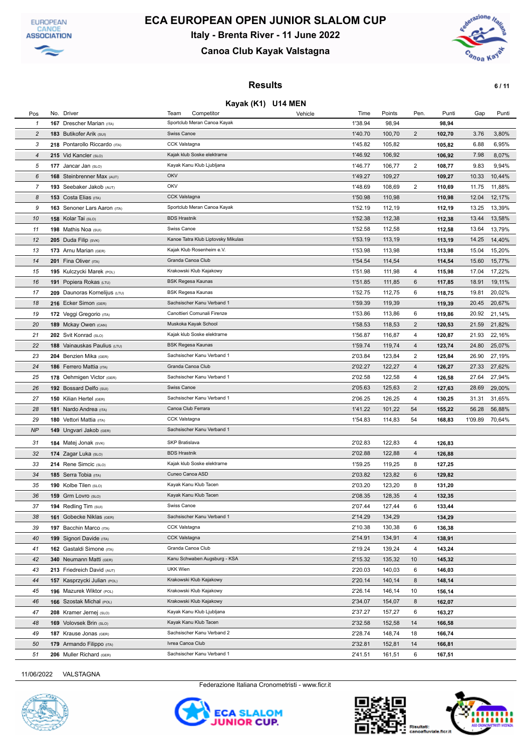# ECA EUROPEAN OPEN JUNIOR SLALOM CUP

## Italy - Brenta River - 11 June 2022

## Canoa Club Kayak Valstagna

### Results

### Kayak (K1) U14 MEN

| Pos | No. | Driver | Team Competitor | Vehicle | Time | Points | Pen. | Punti | Gap | Punti |
|---|---|---|---|---|---|---|---|---|---|---|
| 1 | 167 | Drescher Marian (ITA) | Sportclub Meran Canoa Kayak | | 1'38.94 | 98,94 | | 98,94 | | |
| 2 | 183 | Butikofer Arik (SUI) | Swiss Canoe | | 1'40.70 | 100,70 | 2 | 102,70 | 3.76 | 3,80% |
| 3 | 218 | Pontarollo Riccardo (ITA) | CCK Valstagna | | 1'45.82 | 105,82 | | 105,82 | 6.88 | 6,95% |
| 4 | 215 | Vid Kancler (SLO) | Kajak klub Soske elektrarne | | 1'46.92 | 106,92 | | 106,92 | 7.98 | 8,07% |
| 5 | 177 | Jancar Jan (SLO) | Kayak Kanu Klub Ljubljana | | 1'46.77 | 106,77 | 2 | 108,77 | 9.83 | 9,94% |
| 6 | 168 | Steinbrenner Max (AUT) | OKV | | 1'49.27 | 109,27 | | 109,27 | 10.33 | 10,44% |
| 7 | 193 | Seebaker Jakob (AUT) | OKV | | 1'48.69 | 108,69 | 2 | 110,69 | 11.75 | 11,88% |
| 8 | 153 | Costa Elias (ITA) | CCK Valstagna | | 1'50.98 | 110,98 | | 110,98 | 12.04 | 12,17% |
| 9 | 163 | Senoner Lars Aaron (ITA) | Sportclub Meran Canoa Kayak | | 1'52.19 | 112,19 | | 112,19 | 13.25 | 13,39% |
| 10 | 158 | Kolar Tai (SLO) | BDS Hrastnik | | 1'52.38 | 112,38 | | 112,38 | 13.44 | 13,58% |
| 11 | 198 | Mathis Noa (SUI) | Swiss Canoe | | 1'52.58 | 112,58 | | 112,58 | 13.64 | 13,79% |
| 12 | 205 | Duda Filip (SVK) | Kanoe Tatra Klub Liptovsky Mikulas | | 1'53.19 | 113,19 | | 113,19 | 14.25 | 14,40% |
| 13 | 173 | Arnu Marian (GER) | Kajak Klub Rosenheim e.V. | | 1'53.98 | 113,98 | | 113,98 | 15.04 | 15,20% |
| 14 | 201 | Fina Oliver (ITA) | Granda Canoa Club | | 1'54.54 | 114,54 | | 114,54 | 15.60 | 15,77% |
| 15 | 195 | Kulczycki Marek (POL) | Krakowski Klub Kajakowy | | 1'51.98 | 111,98 | 4 | 115,98 | 17.04 | 17,22% |
| 16 | 191 | Popiera Rokas (LTU) | BSK Regesa Kaunas | | 1'51.85 | 111,85 | 6 | 117,85 | 18.91 | 19,11% |
| 17 | 209 | Daunoras Kornelijus (LTU) | BSK Regesa Kaunas | | 1'52.75 | 112,75 | 6 | 118,75 | 19.81 | 20,02% |
| 18 | 216 | Ecker Simon (GER) | Sachsischer Kanu Verband 1 | | 1'59.39 | 119,39 | | 119,39 | 20.45 | 20,67% |
| 19 | 172 | Veggi Gregorio (ITA) | Canottieri Comunali Firenze | | 1'53.86 | 113,86 | 6 | 119,86 | 20.92 | 21,14% |
| 20 | 189 | Mckay Owen (CAN) | Muskoka Kayak School | | 1'58.53 | 118,53 | 2 | 120,53 | 21.59 | 21,82% |
| 21 | 202 | Svit Konrad (SLO) | Kajak klub Soske elektrarne | | 1'56.87 | 116,87 | 4 | 120,87 | 21.93 | 22,16% |
| 22 | 188 | Vainauskas Paulius (LTU) | BSK Regesa Kaunas | | 1'59.74 | 119,74 | 4 | 123,74 | 24.80 | 25,07% |
| 23 | 204 | Benzien Mika (GER) | Sachsischer Kanu Verband 1 | | 2'03.84 | 123,84 | 2 | 125,84 | 26.90 | 27,19% |
| 24 | 186 | Ferrero Mattia (ITA) | Granda Canoa Club | | 2'02.27 | 122,27 | 4 | 126,27 | 27.33 | 27,62% |
| 25 | 178 | Oehmigen Victor (GER) | Sachsischer Kanu Verband 1 | | 2'02.58 | 122,58 | 4 | 126,58 | 27.64 | 27,94% |
| 26 | 192 | Bossard Delfo (SUI) | Swiss Canoe | | 2'05.63 | 125,63 | 2 | 127,63 | 28.69 | 29,00% |
| 27 | 150 | Kilian Hertel (GER) | Sachsischer Kanu Verband 1 | | 2'06.25 | 126,25 | 4 | 130,25 | 31.31 | 31,65% |
| 28 | 181 | Nardo Andrea (ITA) | Canoa Club Ferrara | | 1'41.22 | 101,22 | 54 | 155,22 | 56.28 | 56,88% |
| 29 | 180 | Vettori Mattia (ITA) | CCK Valstagna | | 1'54.83 | 114,83 | 54 | 168,83 | 1'09.89 | 70,64% |
| NP | 149 | Ungvari Jakob (GER) | Sachsischer Kanu Verband 1 | | | | | | | |
| 31 | 184 | Matej Jonak (SVK) | SKP Bratislava | | 2'02.83 | 122,83 | 4 | 126,83 | | |
| 32 | 174 | Zagar Luka (SLO) | BDS Hrastnik | | 2'02.88 | 122,88 | 4 | 126,88 | | |
| 33 | 214 | Rene Simcic (SLO) | Kajak klub Soske elektrarne | | 1'59.25 | 119,25 | 8 | 127,25 | | |
| 34 | 185 | Serra Tobia (ITA) | Cuneo Canoa ASD | | 2'03.82 | 123,82 | 6 | 129,82 | | |
| 35 | 190 | Kolbe Tilen (SLO) | Kayak Kanu Klub Tacen | | 2'03.20 | 123,20 | 8 | 131,20 | | |
| 36 | 159 | Grm Lovro (SLO) | Kayak Kanu Klub Tacen | | 2'08.35 | 128,35 | 4 | 132,35 | | |
| 37 | 194 | Redling Tim (SUI) | Swiss Canoe | | 2'07.44 | 127,44 | 6 | 133,44 | | |
| 38 | 161 | Gobecke Niklas (GER) | Sachsischer Kanu Verband 1 | | 2'14.29 | 134,29 | | 134,29 | | |
| 39 | 197 | Bacchin Marco (ITA) | CCK Valstagna | | 2'10.38 | 130,38 | 6 | 136,38 | | |
| 40 | 199 | Signori Davide (ITA) | CCK Valstagna | | 2'14.91 | 134,91 | 4 | 138,91 | | |
| 41 | 162 | Gastaldi Simone (ITA) | Granda Canoa Club | | 2'19.24 | 139,24 | 4 | 143,24 | | |
| 42 | 340 | Neumann Matti (GER) | Kanu Schwaben Augsburg - KSA | | 2'15.32 | 135,32 | 10 | 145,32 | | |
| 43 | 213 | Friedreich David (AUT) | UKK Wien | | 2'20.03 | 140,03 | 6 | 146,03 | | |
| 44 | 157 | Kasprzycki Julian (POL) | Krakowski Klub Kajakowy | | 2'20.14 | 140,14 | 8 | 148,14 | | |
| 45 | 196 | Mazurek Wiktor (POL) | Krakowski Klub Kajakowy | | 2'26.14 | 146,14 | 10 | 156,14 | | |
| 46 | 166 | Szostak Michal (POL) | Krakowski Klub Kajakowy | | 2'34.07 | 154,07 | 8 | 162,07 | | |
| 47 | 208 | Kramer Jernej (SLO) | Kayak Kanu Klub Ljubljana | | 2'37.27 | 157,27 | 6 | 163,27 | | |
| 48 | 169 | Volovsek Brin (SLO) | Kayak Kanu Klub Tacen | | 2'32.58 | 152,58 | 14 | 166,58 | | |
| 49 | 187 | Krause Jonas (GER) | Sachsischer Kanu Verband 2 | | 2'28.74 | 148,74 | 18 | 166,74 | | |
| 50 | 179 | Armando Filippo (ITA) | Ivrea Canoa Club | | 2'32.81 | 152,81 | 14 | 166,81 | | |
| 51 | 206 | Muller Richard (GER) | Sachsischer Kanu Verband 1 | | 2'41.51 | 161,51 | 6 | 167,51 | | |

11/06/2022 VALSTAGNA

Federazione Italiana Cronometristi - www.ficr.it

Risultati: canoafluviale.ficr.it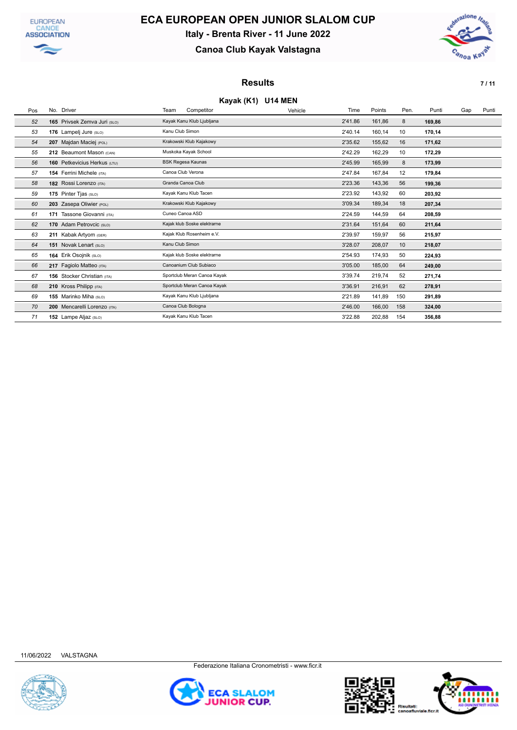# ECA EUROPEAN OPEN JUNIOR SLALOM CUP

## Italy - Brenta River - 11 June 2022

## Canoa Club Kayak Valstagna

### Results

#### Kayak (K1) U14 MEN

| Pos | No. | Driver | Team | Competitor | Vehicle | Time | Points | Pen. | Punti | Gap | Punti |
|---|---|---|---|---|---|---|---|---|---|---|---|
| 52 | 165 | Privsek Zemva Juri (SLO) | Kayak Kanu Klub Ljubljana | | | 2'41.86 | 161,86 | 8 | **169,86** | | |
| 53 | 176 | Lampelj Jure (SLO) | Kanu Club Simon | | | 2'40.14 | 160,14 | 10 | **170,14** | | |
| 54 | 207 | Majdan Maciej (POL) | Krakowski Klub Kajakowy | | | 2'35.62 | 155,62 | 16 | **171,62** | | |
| 55 | 212 | Beaumont Mason (CAN) | Muskoka Kayak School | | | 2'42.29 | 162,29 | 10 | **172,29** | | |
| 56 | 160 | Petkevicius Herkus (LTU) | BSK Regesa Kaunas | | | 2'45.99 | 165,99 | 8 | **173,99** | | |
| 57 | 154 | Ferrini Michele (ITA) | Canoa Club Verona | | | 2'47.84 | 167,84 | 12 | **179,84** | | |
| 58 | 182 | Rossi Lorenzo (ITA) | Granda Canoa Club | | | 2'23.36 | 143,36 | 56 | **199,36** | | |
| 59 | 175 | Pinter Tjas (SLO) | Kayak Kanu Klub Tacen | | | 2'23.92 | 143,92 | 60 | **203,92** | | |
| 60 | 203 | Zasepa Oliwier (POL) | Krakowski Klub Kajakowy | | | 3'09.34 | 189,34 | 18 | **207,34** | | |
| 61 | 171 | Tassone Giovanni (ITA) | Cuneo Canoa ASD | | | 2'24.59 | 144,59 | 64 | **208,59** | | |
| 62 | 170 | Adam Petrovcic (SLO) | Kajak klub Soske elektrarne | | | 2'31.64 | 151,64 | 60 | **211,64** | | |
| 63 | 211 | Kabak Artyom (GER) | Kajak Klub Rosenheim e.V. | | | 2'39.97 | 159,97 | 56 | **215,97** | | |
| 64 | 151 | Novak Lenart (SLO) | Kanu Club Simon | | | 3'28.07 | 208,07 | 10 | **218,07** | | |
| 65 | 164 | Erik Osojnik (SLO) | Kajak klub Soske elektrarne | | | 2'54.93 | 174,93 | 50 | **224,93** | | |
| 66 | 217 | Fagiolo Matteo (ITA) | Canoanium Club Subiaco | | | 3'05.00 | 185,00 | 64 | **249,00** | | |
| 67 | 156 | Stocker Christian (ITA) | Sportclub Meran Canoa Kayak | | | 3'39.74 | 219,74 | 52 | **271,74** | | |
| 68 | 210 | Kross Philipp (ITA) | Sportclub Meran Canoa Kayak | | | 3'36.91 | 216,91 | 62 | **278,91** | | |
| 69 | 155 | Marinko Miha (SLO) | Kayak Kanu Klub Ljubljana | | | 2'21.89 | 141,89 | 150 | **291,89** | | |
| 70 | 200 | Mencarelli Lorenzo (ITA) | Canoa Club Bologna | | | 2'46.00 | 166,00 | 158 | **324,00** | | |
| 71 | 152 | Lampe Aljaz (SLO) | Kayak Kanu Klub Tacen | | | 3'22.88 | 202,88 | 154 | **356,88** | | |

11/06/2022 VALSTAGNA

Federazione Italiana Cronometristi - www.ficr.it

Risultati: canoafluviale.ficr.it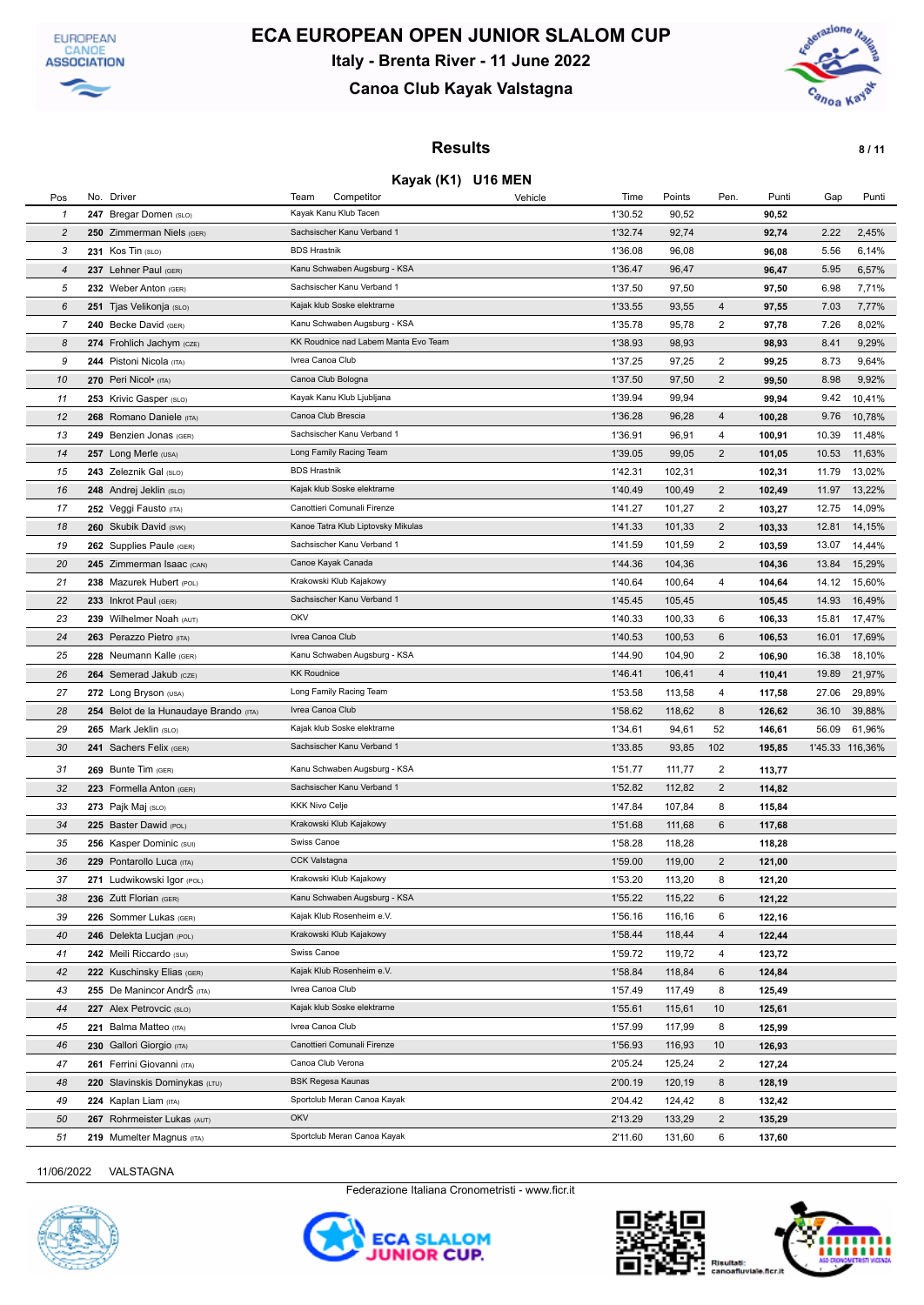# ECA EUROPEAN OPEN JUNIOR SLALOM CUP

### Italy - Brenta River - 11 June 2022

### Canoa Club Kayak Valstagna

## Results

### Kayak (K1) U16 MEN

| Pos | No. | Driver | Team Competitor | Vehicle | Time | Points | Pen. | Punti | Gap | Punti |
|---|---|---|---|---|---|---|---|---|---|---|
| 1 | 247 | Bregar Domen (SLO) | Kayak Kanu Klub Tacen | | 1'30.52 | 90,52 | | 90,52 | | |
| 2 | 250 | Zimmerman Niels (GER) | Sachsischer Kanu Verband 1 | | 1'32.74 | 92,74 | | 92,74 | 2.22 | 2,45% |
| 3 | 231 | Kos Tin (SLO) | BDS Hrastnik | | 1'36.08 | 96,08 | | 96,08 | 5.56 | 6,14% |
| 4 | 237 | Lehner Paul (GER) | Kanu Schwaben Augsburg - KSA | | 1'36.47 | 96,47 | | 96,47 | 5.95 | 6,57% |
| 5 | 232 | Weber Anton (GER) | Sachsischer Kanu Verband 1 | | 1'37.50 | 97,50 | | 97,50 | 6.98 | 7,71% |
| 6 | 251 | Tjas Velikonja (SLO) | Kajak klub Soske elektrarne | | 1'33.55 | 93,55 | 4 | 97,55 | 7.03 | 7,77% |
| 7 | 240 | Becke David (GER) | Kanu Schwaben Augsburg - KSA | | 1'35.78 | 95,78 | 2 | 97,78 | 7.26 | 8,02% |
| 8 | 274 | Frohlich Jachym (CZE) | KK Roudnice nad Labem Manta Evo Team | | 1'38.93 | 98,93 | | 98,93 | 8.41 | 9,29% |
| 9 | 244 | Pistoni Nicola (ITA) | Ivrea Canoa Club | | 1'37.25 | 97,25 | 2 | 99,25 | 8.73 | 9,64% |
| 10 | 270 | Peri Nicol• (ITA) | Canoa Club Bologna | | 1'37.50 | 97,50 | 2 | 99,50 | 8.98 | 9,92% |
| 11 | 253 | Krivic Gasper (SLO) | Kayak Kanu Klub Ljubljana | | 1'39.94 | 99,94 | | 99,94 | 9.42 | 10,41% |
| 12 | 268 | Romano Daniele (ITA) | Canoa Club Brescia | | 1'36.28 | 96,28 | 4 | 100,28 | 9.76 | 10,78% |
| 13 | 249 | Benzien Jonas (GER) | Sachsischer Kanu Verband 1 | | 1'36.91 | 96,91 | 4 | 100,91 | 10.39 | 11,48% |
| 14 | 257 | Long Merle (USA) | Long Family Racing Team | | 1'39.05 | 99,05 | 2 | 101,05 | 10.53 | 11,63% |
| 15 | 243 | Zeleznik Gal (SLO) | BDS Hrastnik | | 1'42.31 | 102,31 | | 102,31 | 11.79 | 13,02% |
| 16 | 248 | Andrej Jeklin (SLO) | Kajak klub Soske elektrarne | | 1'40.49 | 100,49 | 2 | 102,49 | 11.97 | 13,22% |
| 17 | 252 | Veggi Fausto (ITA) | Canottieri Comunali Firenze | | 1'41.27 | 101,27 | 2 | 103,27 | 12.75 | 14,09% |
| 18 | 260 | Skubik David (SVK) | Kanoe Tatra Klub Liptovsky Mikulas | | 1'41.33 | 101,33 | 2 | 103,33 | 12.81 | 14,15% |
| 19 | 262 | Supplies Paule (GER) | Sachsischer Kanu Verband 1 | | 1'41.59 | 101,59 | 2 | 103,59 | 13.07 | 14,44% |
| 20 | 245 | Zimmerman Isaac (CAN) | Canoe Kayak Canada | | 1'44.36 | 104,36 | | 104,36 | 13.84 | 15,29% |
| 21 | 238 | Mazurek Hubert (POL) | Krakowski Klub Kajakowy | | 1'40.64 | 100,64 | 4 | 104,64 | 14.12 | 15,60% |
| 22 | 233 | Inkrot Paul (GER) | Sachsischer Kanu Verband 1 | | 1'45.45 | 105,45 | | 105,45 | 14.93 | 16,49% |
| 23 | 239 | Wilhelmer Noah (AUT) | OKV | | 1'40.33 | 100,33 | 6 | 106,33 | 15.81 | 17,47% |
| 24 | 263 | Perazzo Pietro (ITA) | Ivrea Canoa Club | | 1'40.53 | 100,53 | 6 | 106,53 | 16.01 | 17,69% |
| 25 | 228 | Neumann Kalle (GER) | Kanu Schwaben Augsburg - KSA | | 1'44.90 | 104,90 | 2 | 106,90 | 16.38 | 18,10% |
| 26 | 264 | Semerad Jakub (CZE) | KK Roudnice | | 1'46.41 | 106,41 | 4 | 110,41 | 19.89 | 21,97% |
| 27 | 272 | Long Bryson (USA) | Long Family Racing Team | | 1'53.58 | 113,58 | 4 | 117,58 | 27.06 | 29,89% |
| 28 | 254 | Belot de la Hunaudaye Brando (ITA) | Ivrea Canoa Club | | 1'58.62 | 118,62 | 8 | 126,62 | 36.10 | 39,88% |
| 29 | 265 | Mark Jeklin (SLO) | Kajak klub Soske elektrarne | | 1'34.61 | 94,61 | 52 | 146,61 | 56.09 | 61,96% |
| 30 | 241 | Sachers Felix (GER) | Sachsischer Kanu Verband 1 | | 1'33.85 | 93,85 | 102 | 195,85 | 1'45.33 | 116,36% |
| 31 | 269 | Bunte Tim (GER) | Kanu Schwaben Augsburg - KSA | | 1'51.77 | 111,77 | 2 | 113,77 | | |
| 32 | 223 | Formella Anton (GER) | Sachsischer Kanu Verband 1 | | 1'52.82 | 112,82 | 2 | 114,82 | | |
| 33 | 273 | Pajk Maj (SLO) | KKK Nivo Celje | | 1'47.84 | 107,84 | 8 | 115,84 | | |
| 34 | 225 | Baster Dawid (POL) | Krakowski Klub Kajakowy | | 1'51.68 | 111,68 | 6 | 117,68 | | |
| 35 | 256 | Kasper Dominic (SUI) | Swiss Canoe | | 1'58.28 | 118,28 | | 118,28 | | |
| 36 | 229 | Pontarollo Luca (ITA) | CCK Valstagna | | 1'59.00 | 119,00 | 2 | 121,00 | | |
| 37 | 271 | Ludwikowski Igor (POL) | Krakowski Klub Kajakowy | | 1'53.20 | 113,20 | 8 | 121,20 | | |
| 38 | 236 | Zutt Florian (GER) | Kanu Schwaben Augsburg - KSA | | 1'55.22 | 115,22 | 6 | 121,22 | | |
| 39 | 226 | Sommer Lukas (GER) | Kajak Klub Rosenheim e.V. | | 1'56.16 | 116,16 | 6 | 122,16 | | |
| 40 | 246 | Delekta Lucjan (POL) | Krakowski Klub Kajakowy | | 1'58.44 | 118,44 | 4 | 122,44 | | |
| 41 | 242 | Meili Riccardo (SUI) | Swiss Canoe | | 1'59.72 | 119,72 | 4 | 123,72 | | |
| 42 | 222 | Kuschinsky Elias (GER) | Kajak Klub Rosenheim e.V. | | 1'58.84 | 118,84 | 6 | 124,84 | | |
| 43 | 255 | De Manincor AndrŠ (ITA) | Ivrea Canoa Club | | 1'57.49 | 117,49 | 8 | 125,49 | | |
| 44 | 227 | Alex Petrovcic (SLO) | Kajak klub Soske elektrarne | | 1'55.61 | 115,61 | 10 | 125,61 | | |
| 45 | 221 | Balma Matteo (ITA) | Ivrea Canoa Club | | 1'57.99 | 117,99 | 8 | 125,99 | | |
| 46 | 230 | Gallori Giorgio (ITA) | Canottieri Comunali Firenze | | 1'56.93 | 116,93 | 10 | 126,93 | | |
| 47 | 261 | Ferrini Giovanni (ITA) | Canoa Club Verona | | 2'05.24 | 125,24 | 2 | 127,24 | | |
| 48 | 220 | Slavinskis Dominykas (LTU) | BSK Regesa Kaunas | | 2'00.19 | 120,19 | 8 | 128,19 | | |
| 49 | 224 | Kaplan Liam (ITA) | Sportclub Meran Canoa Kayak | | 2'04.42 | 124,42 | 8 | 132,42 | | |
| 50 | 267 | Rohrmeister Lukas (AUT) | OKV | | 2'13.29 | 133,29 | 2 | 135,29 | | |
| 51 | 219 | Mumelter Magnus (ITA) | Sportclub Meran Canoa Kayak | | 2'11.60 | 131,60 | 6 | 137,60 | | |

11/06/2022 VALSTAGNA

Federazione Italiana Cronometristi - www.ficr.it

Risultati: canoafluviale.ficr.it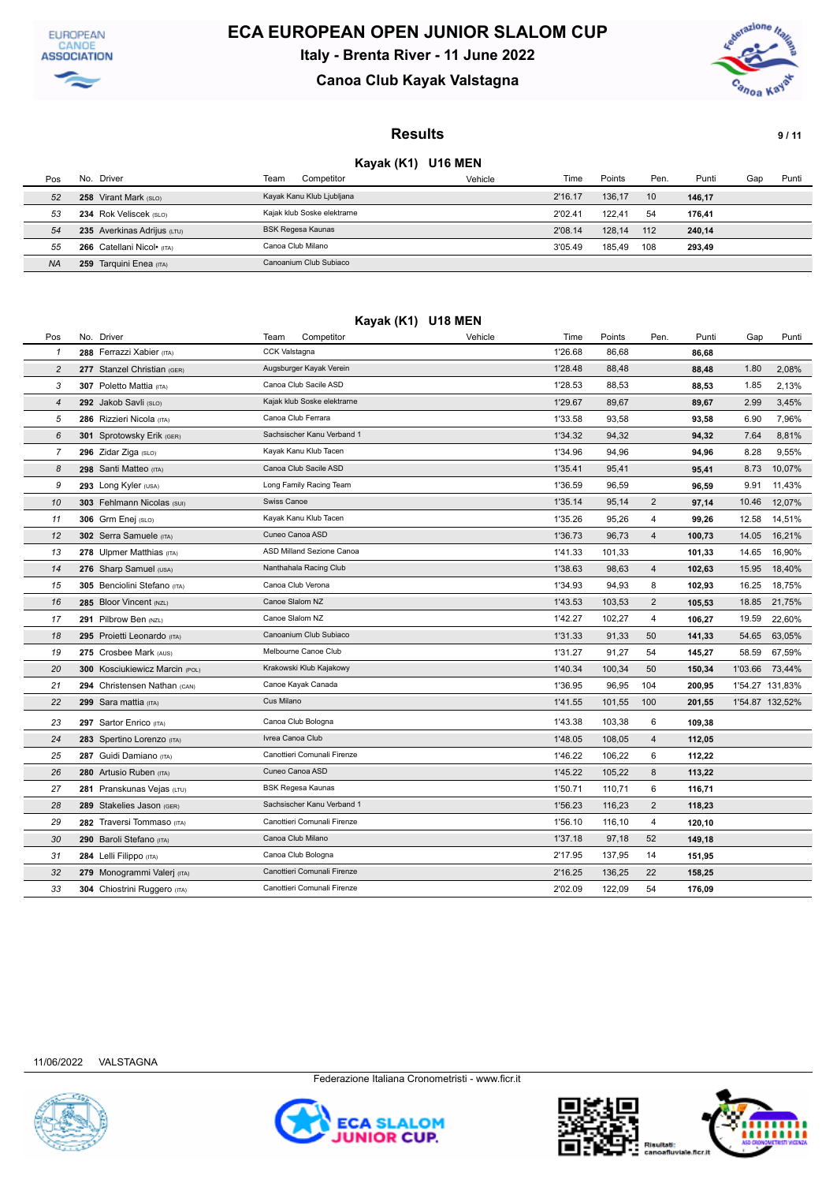# ECA EUROPEAN OPEN JUNIOR SLALOM CUP

### Italy - Brenta River - 11 June 2022

### Canoa Club Kayak Valstagna

## Results

### Kayak (K1) U16 MEN

| Pos | No. | Driver | Team Competitor | Vehicle | Time | Points | Pen. | Punti | Gap | Punti |
|---|---|---|---|---|---|---|---|---|---|---|
| 52 | 258 | Virant Mark (SLO) | Kayak Kanu Klub Ljubljana | | 2'16.17 | 136,17 | 10 | 146,17 | | |
| 53 | 234 | Rok Veliscek (SLO) | Kajak klub Soske elektrarne | | 2'02.41 | 122,41 | 54 | 176,41 | | |
| 54 | 235 | Averkinas Adrijus (LTU) | BSK Regesa Kaunas | | 2'08.14 | 128,14 | 112 | 240,14 | | |
| 55 | 266 | Catellani Nicol• (ITA) | Canoa Club Milano | | 3'05.49 | 185,49 | 108 | 293,49 | | |
| NA | 259 | Tarquini Enea (ITA) | Canoanium Club Subiaco | | | | | | | |

### Kayak (K1) U18 MEN

| Pos | No. | Driver | Team Competitor | Vehicle | Time | Points | Pen. | Punti | Gap | Punti |
|---|---|---|---|---|---|---|---|---|---|---|
| 1 | 288 | Ferrazzi Xabier (ITA) | CCK Valstagna | | 1'26.68 | 86,68 | | 86,68 | | |
| 2 | 277 | Stanzel Christian (GER) | Augsburger Kayak Verein | | 1'28.48 | 88,48 | | 88,48 | 1.80 | 2,08% |
| 3 | 307 | Poletto Mattia (ITA) | Canoa Club Sacile ASD | | 1'28.53 | 88,53 | | 88,53 | 1.85 | 2,13% |
| 4 | 292 | Jakob Savli (SLO) | Kajak klub Soske elektrarne | | 1'29.67 | 89,67 | | 89,67 | 2.99 | 3,45% |
| 5 | 286 | Rizzieri Nicola (ITA) | Canoa Club Ferrara | | 1'33.58 | 93,58 | | 93,58 | 6.90 | 7,96% |
| 6 | 301 | Sprotowsky Erik (GER) | Sachsischer Kanu Verband 1 | | 1'34.32 | 94,32 | | 94,32 | 7.64 | 8,81% |
| 7 | 296 | Zidar Ziga (SLO) | Kayak Kanu Klub Tacen | | 1'34.96 | 94,96 | | 94,96 | 8.28 | 9,55% |
| 8 | 298 | Santi Matteo (ITA) | Canoa Club Sacile ASD | | 1'35.41 | 95,41 | | 95,41 | 8.73 | 10,07% |
| 9 | 293 | Long Kyler (USA) | Long Family Racing Team | | 1'36.59 | 96,59 | | 96,59 | 9.91 | 11,43% |
| 10 | 303 | Fehlmann Nicolas (SUI) | Swiss Canoe | | 1'35.14 | 95,14 | 2 | 97,14 | 10.46 | 12,07% |
| 11 | 306 | Grm Enej (SLO) | Kayak Kanu Klub Tacen | | 1'35.26 | 95,26 | 4 | 99,26 | 12.58 | 14,51% |
| 12 | 302 | Serra Samuele (ITA) | Cuneo Canoa ASD | | 1'36.73 | 96,73 | 4 | 100,73 | 14.05 | 16,21% |
| 13 | 278 | Ulpmer Matthias (ITA) | ASD Milland Sezione Canoa | | 1'41.33 | 101,33 | | 101,33 | 14.65 | 16,90% |
| 14 | 276 | Sharp Samuel (USA) | Nanthahala Racing Club | | 1'38.63 | 98,63 | 4 | 102,63 | 15.95 | 18,40% |
| 15 | 305 | Benciolini Stefano (ITA) | Canoa Club Verona | | 1'34.93 | 94,93 | 8 | 102,93 | 16.25 | 18,75% |
| 16 | 285 | Bloor Vincent (NZL) | Canoe Slalom NZ | | 1'43.53 | 103,53 | 2 | 105,53 | 18.85 | 21,75% |
| 17 | 291 | Pilbrow Ben (NZL) | Canoe Slalom NZ | | 1'42.27 | 102,27 | 4 | 106,27 | 19.59 | 22,60% |
| 18 | 295 | Proietti Leonardo (ITA) | Canoanium Club Subiaco | | 1'31.33 | 91,33 | 50 | 141,33 | 54.65 | 63,05% |
| 19 | 275 | Crosbee Mark (AUS) | Melbourne Canoe Club | | 1'31.27 | 91,27 | 54 | 145,27 | 58.59 | 67,59% |
| 20 | 300 | Kosciukiewicz Marcin (POL) | Krakowski Klub Kajakowy | | 1'40.34 | 100,34 | 50 | 150,34 | 1'03.66 | 73,44% |
| 21 | 294 | Christensen Nathan (CAN) | Canoe Kayak Canada | | 1'36.95 | 96,95 | 104 | 200,95 | 1'54.27 | 131,83% |
| 22 | 299 | Sara mattia (ITA) | Cus Milano | | 1'41.55 | 101,55 | 100 | 201,55 | 1'54.87 | 132,52% |
| 23 | 297 | Sartor Enrico (ITA) | Canoa Club Bologna | | 1'43.38 | 103,38 | 6 | 109,38 | | |
| 24 | 283 | Spertino Lorenzo (ITA) | Ivrea Canoa Club | | 1'48.05 | 108,05 | 4 | 112,05 | | |
| 25 | 287 | Guidi Damiano (ITA) | Canottieri Comunali Firenze | | 1'46.22 | 106,22 | 6 | 112,22 | | |
| 26 | 280 | Artusio Ruben (ITA) | Cuneo Canoa ASD | | 1'45.22 | 105,22 | 8 | 113,22 | | |
| 27 | 281 | Pranskunas Vejas (LTU) | BSK Regesa Kaunas | | 1'50.71 | 110,71 | 6 | 116,71 | | |
| 28 | 289 | Stakelies Jason (GER) | Sachsischer Kanu Verband 1 | | 1'56.23 | 116,23 | 2 | 118,23 | | |
| 29 | 282 | Traversi Tommaso (ITA) | Canottieri Comunali Firenze | | 1'56.10 | 116,10 | 4 | 120,10 | | |
| 30 | 290 | Baroli Stefano (ITA) | Canoa Club Milano | | 1'37.18 | 97,18 | 52 | 149,18 | | |
| 31 | 284 | Lelli Filippo (ITA) | Canoa Club Bologna | | 2'17.95 | 137,95 | 14 | 151,95 | | |
| 32 | 279 | Monogrammi Valerj (ITA) | Canottieri Comunali Firenze | | 2'16.25 | 136,25 | 22 | 158,25 | | |
| 33 | 304 | Chiostrini Ruggero (ITA) | Canottieri Comunali Firenze | | 2'02.09 | 122,09 | 54 | 176,09 | | |

11/06/2022 VALSTAGNA

Federazione Italiana Cronometristi - www.ficr.it

Risultati: canoafluviale.ficr.it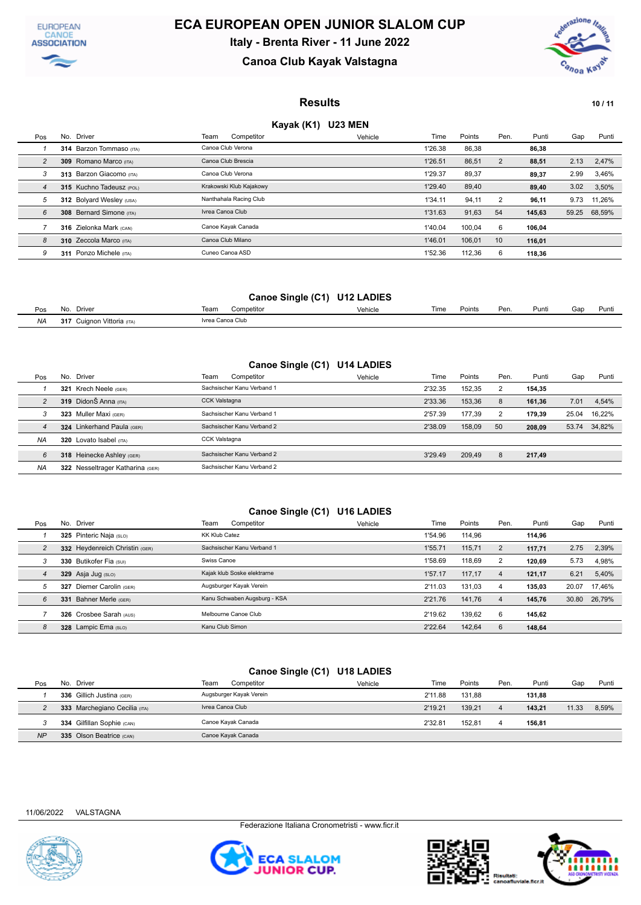# ECA EUROPEAN OPEN JUNIOR SLALOM CUP

## Italy - Brenta River - 11 June 2022

## Canoa Club Kayak Valstagna

### Results

#### Kayak (K1) U23 MEN

| Pos | No. | Driver | Team Competitor | Vehicle | Time | Points | Pen. | Punti | Gap | Punti |
|---|---|---|---|---|---|---|---|---|---|---|
| 1 | 314 | Barzon Tommaso (ITA) | Canoa Club Verona | | 1'26.38 | 86,38 | | 86,38 | | |
| 2 | 309 | Romano Marco (ITA) | Canoa Club Brescia | | 1'26.51 | 86,51 | 2 | 88,51 | 2.13 | 2,47% |
| 3 | 313 | Barzon Giacomo (ITA) | Canoa Club Verona | | 1'29.37 | 89,37 | | 89,37 | 2.99 | 3,46% |
| 4 | 315 | Kuchno Tadeusz (POL) | Krakowski Klub Kajakowy | | 1'29.40 | 89,40 | | 89,40 | 3.02 | 3,50% |
| 5 | 312 | Bolyard Wesley (USA) | Nanthahala Racing Club | | 1'34.11 | 94,11 | 2 | 96,11 | 9.73 | 11,26% |
| 6 | 308 | Bernard Simone (ITA) | Ivrea Canoa Club | | 1'31.63 | 91,63 | 54 | 145,63 | 59.25 | 68,59% |
| 7 | 316 | Zielonka Mark (CAN) | Canoe Kayak Canada | | 1'40.04 | 100,04 | 6 | 106,04 | | |
| 8 | 310 | Zeccola Marco (ITA) | Canoa Club Milano | | 1'46.01 | 106,01 | 10 | 116,01 | | |
| 9 | 311 | Ponzo Michele (ITA) | Cuneo Canoa ASD | | 1'52.36 | 112,36 | 6 | 118,36 | | |

#### Canoe Single (C1) U12 LADIES

| Pos | No. | Driver | Team Competitor | Vehicle | Time | Points | Pen. | Punti | Gap | Punti |
|---|---|---|---|---|---|---|---|---|---|---|
| NA | 317 | Cuignon Vittoria (ITA) | Ivrea Canoa Club | | | | | | | |

#### Canoe Single (C1) U14 LADIES

| Pos | No. | Driver | Team Competitor | Vehicle | Time | Points | Pen. | Punti | Gap | Punti |
|---|---|---|---|---|---|---|---|---|---|---|
| 1 | 321 | Krech Neele (GER) | Sachsischer Kanu Verband 1 | | 2'32.35 | 152,35 | 2 | 154,35 | | |
| 2 | 319 | DidonŠ Anna (ITA) | CCK Valstagna | | 2'33.36 | 153,36 | 8 | 161,36 | 7.01 | 4,54% |
| 3 | 323 | Muller Maxi (GER) | Sachsischer Kanu Verband 1 | | 2'57.39 | 177,39 | 2 | 179,39 | 25.04 | 16,22% |
| 4 | 324 | Linkerhand Paula (GER) | Sachsischer Kanu Verband 2 | | 2'38.09 | 158,09 | 50 | 208,09 | 53.74 | 34,82% |
| NA | 320 | Lovato Isabel (ITA) | CCK Valstagna | | | | | | | |
| 6 | 318 | Heinecke Ashley (GER) | Sachsischer Kanu Verband 2 | | 3'29.49 | 209,49 | 8 | 217,49 | | |
| NA | 322 | Nesseltrager Katharina (GER) | Sachsischer Kanu Verband 2 | | | | | | | |

#### Canoe Single (C1) U16 LADIES

| Pos | No. | Driver | Team Competitor | Vehicle | Time | Points | Pen. | Punti | Gap | Punti |
|---|---|---|---|---|---|---|---|---|---|---|
| 1 | 325 | Pinteric Naja (SLO) | KK Klub Catez | | 1'54.96 | 114,96 | | 114,96 | | |
| 2 | 332 | Heydenreich Christin (GER) | Sachsischer Kanu Verband 1 | | 1'55.71 | 115,71 | 2 | 117,71 | 2.75 | 2,39% |
| 3 | 330 | Butikofer Fia (SUI) | Swiss Canoe | | 1'58.69 | 118,69 | 2 | 120,69 | 5.73 | 4,98% |
| 4 | 329 | Asja Jug (SLO) | Kajak klub Soske elektrarne | | 1'57.17 | 117,17 | 4 | 121,17 | 6.21 | 5,40% |
| 5 | 327 | Diemer Carolin (GER) | Augsburger Kayak Verein | | 2'11.03 | 131,03 | 4 | 135,03 | 20.07 | 17,46% |
| 6 | 331 | Bahner Merle (GER) | Kanu Schwaben Augsburg - KSA | | 2'21.76 | 141,76 | 4 | 145,76 | 30.80 | 26,79% |
| 7 | 326 | Crosbee Sarah (AUS) | Melbourne Canoe Club | | 2'19.62 | 139,62 | 6 | 145,62 | | |
| 8 | 328 | Lampic Ema (SLO) | Kanu Club Simon | | 2'22.64 | 142,64 | 6 | 148,64 | | |

#### Canoe Single (C1) U18 LADIES

| Pos | No. | Driver | Team Competitor | Vehicle | Time | Points | Pen. | Punti | Gap | Punti |
|---|---|---|---|---|---|---|---|---|---|---|
| 1 | 336 | Gillich Justina (GER) | Augsburger Kayak Verein | | 2'11.88 | 131,88 | | 131,88 | | |
| 2 | 333 | Marchegiano Cecilia (ITA) | Ivrea Canoa Club | | 2'19.21 | 139,21 | 4 | 143,21 | 11.33 | 8,59% |
| 3 | 334 | Gilfillan Sophie (CAN) | Canoe Kayak Canada | | 2'32.81 | 152,81 | 4 | 156,81 | | |
| NP | 335 | Olson Beatrice (CAN) | Canoe Kayak Canada | | | | | | | |

11/06/2022 VALSTAGNA

Federazione Italiana Cronometristi - www.ficr.it

Risultati: canoafluviale.ficr.it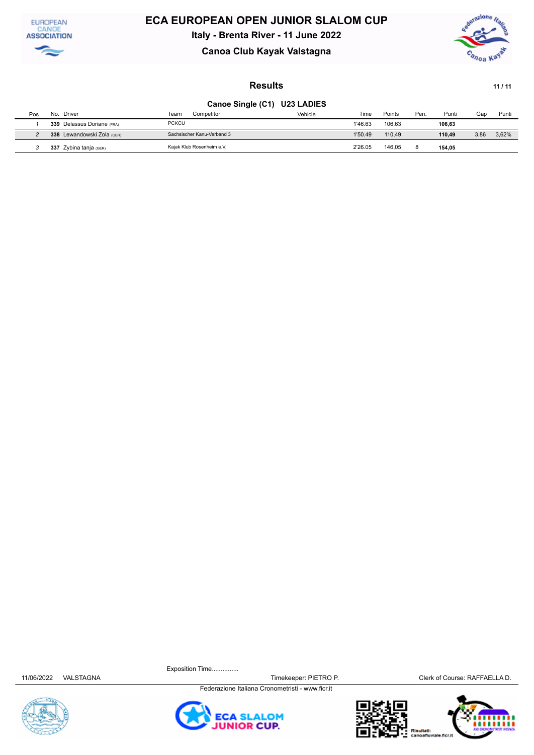# ECA EUROPEAN OPEN JUNIOR SLALOM CUP

**Italy - Brenta River - 11 June 2022**

**Canoa Club Kayak Valstagna**

## Results

### Canoe Single (C1) U23 LADIES

| Pos | No. | Driver | Team | Competitor | Vehicle | Time | Points | Pen. | Punti | Gap | Punti |
|---|---|---|---|---|---|---|---|---|---|---|---|
| 1 | 339 | Delassus Doriane (FRA) | PCKCU | | | 1'46.63 | 106,63 | | 106,63 | | |
| 2 | 338 | Lewandowski Zola (GER) | Sachsischer Kanu-Verband 3 | | | 1'50.49 | 110,49 | | 110,49 | 3.86 | 3,62% |
| 3 | 337 | Zybina tanja (GER) | Kajak Klub Rosenheim e.V. | | | 2'26.05 | 146,05 | 8 | 154,05 | | |

Exposition Time...............

11/06/2022 VALSTAGNA

Timekeeper: PIETRO P.

Clerk of Course: RAFFAELLA D.

Federazione Italiana Cronometristi - www.ficr.it

Risultati: canoafluviale.ficr.it